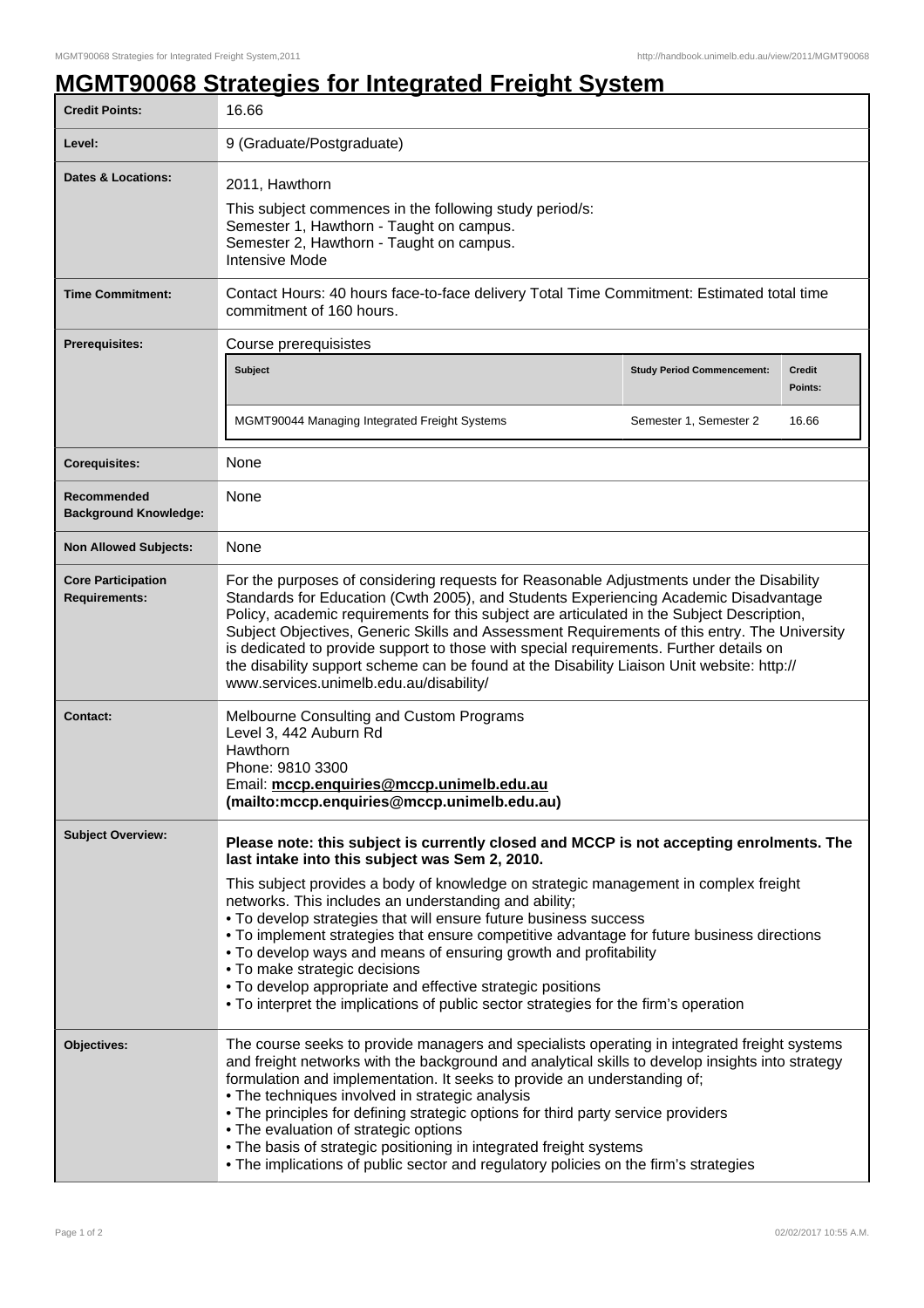# MGMT90068 Strategies for Integrated Freight System

| | |
|---|---|
| **Credit Points:** | 16.66 |
| **Level:** | 9 (Graduate/Postgraduate) |
| **Dates & Locations:** | 2011, Hawthorn<br><br>This subject commences in the following study period/s:<br>Semester 1, Hawthorn - Taught on campus.<br>Semester 2, Hawthorn - Taught on campus.<br>Intensive Mode |
| **Time Commitment:** | Contact Hours: 40 hours face-to-face delivery Total Time Commitment: Estimated total time commitment of 160 hours. |
| **Prerequisites:** | Course prerequisistes<br><br>**Subject** / **Study Period Commencement:** / **Credit Points:**<br>MGMT90044 Managing Integrated Freight Systems / Semester 1, Semester 2 / 16.66 |
| **Corequisites:** | None |
| **Recommended Background Knowledge:** | None |
| **Non Allowed Subjects:** | None |
| **Core Participation Requirements:** | For the purposes of considering requests for Reasonable Adjustments under the Disability Standards for Education (Cwth 2005), and Students Experiencing Academic Disadvantage Policy, academic requirements for this subject are articulated in the Subject Description, Subject Objectives, Generic Skills and Assessment Requirements of this entry. The University is dedicated to provide support to those with special requirements. Further details on the disability support scheme can be found at the Disability Liaison Unit website: http://www.services.unimelb.edu.au/disability/ |
| **Contact:** | Melbourne Consulting and Custom Programs<br>Level 3, 442 Auburn Rd<br>Hawthorn<br>Phone: 9810 3300<br>Email: **mccp.enquiries@mccp.unimelb.edu.au (mailto:mccp.enquiries@mccp.unimelb.edu.au)** |
| **Subject Overview:** | **Please note: this subject is currently closed and MCCP is not accepting enrolments. The last intake into this subject was Sem 2, 2010.**<br><br>This subject provides a body of knowledge on strategic management in complex freight networks. This includes an understanding and ability;<br>• To develop strategies that will ensure future business success<br>• To implement strategies that ensure competitive advantage for future business directions<br>• To develop ways and means of ensuring growth and profitability<br>• To make strategic decisions<br>• To develop appropriate and effective strategic positions<br>• To interpret the implications of public sector strategies for the firm's operation |
| **Objectives:** | The course seeks to provide managers and specialists operating in integrated freight systems and freight networks with the background and analytical skills to develop insights into strategy formulation and implementation. It seeks to provide an understanding of;<br>• The techniques involved in strategic analysis<br>• The principles for defining strategic options for third party service providers<br>• The evaluation of strategic options<br>• The basis of strategic positioning in integrated freight systems<br>• The implications of public sector and regulatory policies on the firm's strategies |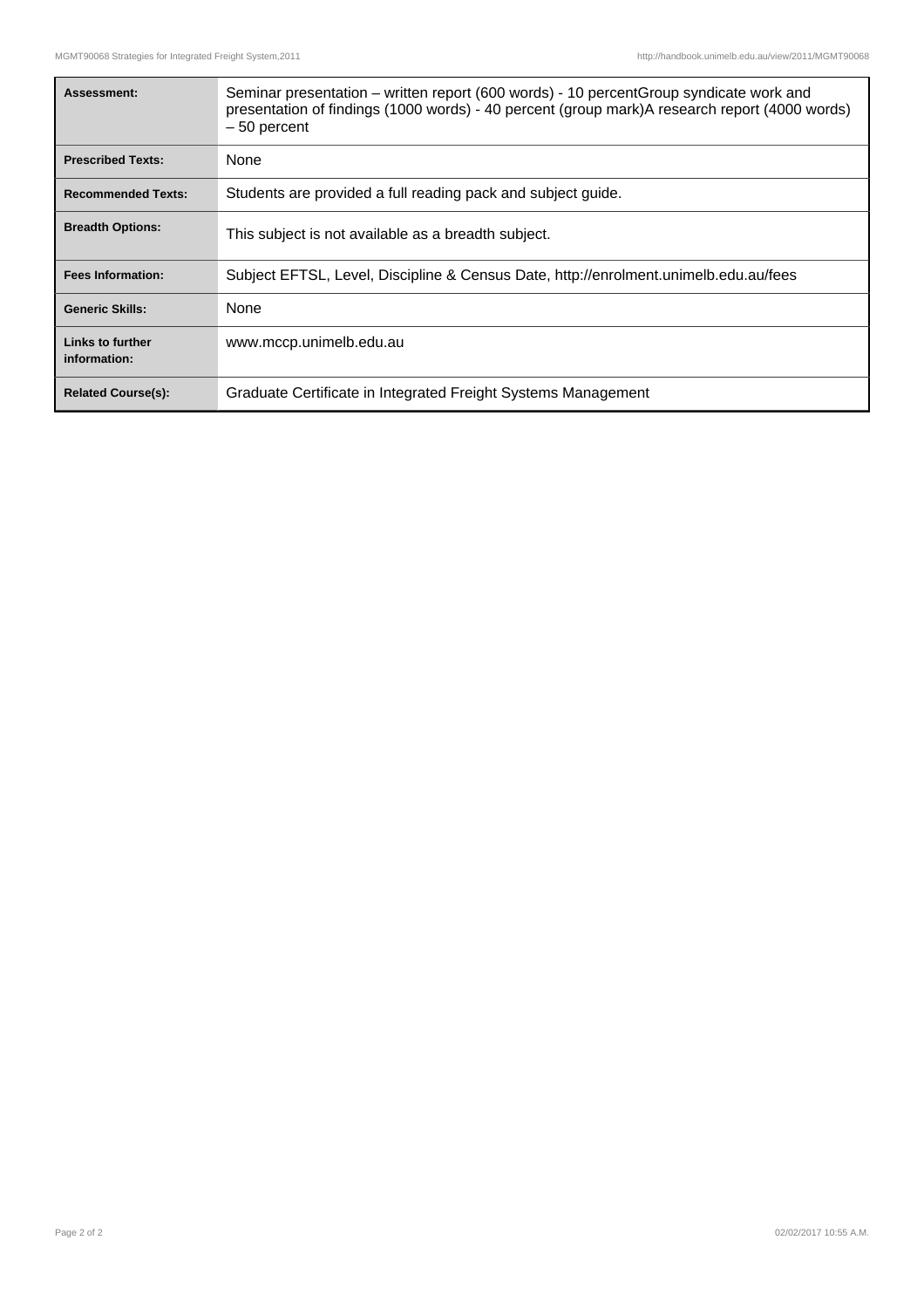| | |
|---|---|
| **Assessment:** | Seminar presentation – written report (600 words) - 10 percentGroup syndicate work and presentation of findings (1000 words) - 40 percent (group mark)A research report (4000 words) – 50 percent |
| **Prescribed Texts:** | None |
| **Recommended Texts:** | Students are provided a full reading pack and subject guide. |
| **Breadth Options:** | This subject is not available as a breadth subject. |
| **Fees Information:** | Subject EFTSL, Level, Discipline & Census Date, http://enrolment.unimelb.edu.au/fees |
| **Generic Skills:** | None |
| **Links to further information:** | www.mccp.unimelb.edu.au |
| **Related Course(s):** | Graduate Certificate in Integrated Freight Systems Management |